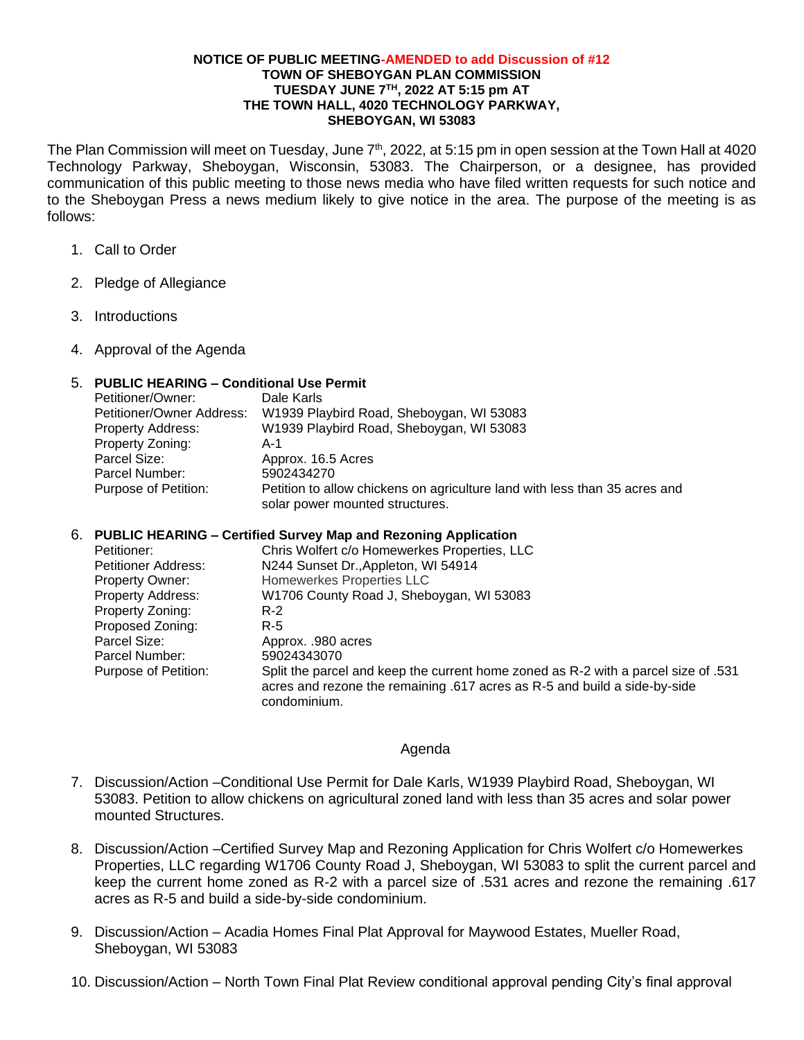**NOTICE OF PUBLIC MEETING-AMENDED to add Discussion of #12**
**TOWN OF SHEBOYGAN PLAN COMMISSION**
**TUESDAY JUNE 7TH, 2022 AT 5:15 pm AT**
**THE TOWN HALL, 4020 TECHNOLOGY PARKWAY,**
**SHEBOYGAN, WI 53083**

The Plan Commission will meet on Tuesday, June 7th, 2022, at 5:15 pm in open session at the Town Hall at 4020 Technology Parkway, Sheboygan, Wisconsin, 53083. The Chairperson, or a designee, has provided communication of this public meeting to those news media who have filed written requests for such notice and to the Sheboygan Press a news medium likely to give notice in the area. The purpose of the meeting is as follows:

1. Call to Order
2. Pledge of Allegiance
3. Introductions
4. Approval of the Agenda
5. **PUBLIC HEARING – Conditional Use Permit**

| | |
|---|---|
| Petitioner/Owner: | Dale Karls |
| Petitioner/Owner Address: | W1939 Playbird Road, Sheboygan, WI 53083 |
| Property Address: | W1939 Playbird Road, Sheboygan, WI 53083 |
| Property Zoning: | A-1 |
| Parcel Size: | Approx. 16.5 Acres |
| Parcel Number: | 5902434270 |
| Purpose of Petition: | Petition to allow chickens on agriculture land with less than 35 acres and solar power mounted structures. |

6. **PUBLIC HEARING – Certified Survey Map and Rezoning Application**

| | |
|---|---|
| Petitioner: | Chris Wolfert c/o Homewerkes Properties, LLC |
| Petitioner Address: | N244 Sunset Dr.,Appleton, WI 54914 |
| Property Owner: | Homewerkes Properties LLC |
| Property Address: | W1706 County Road J, Sheboygan, WI 53083 |
| Property Zoning: | R-2 |
| Proposed Zoning: | R-5 |
| Parcel Size: | Approx. .980 acres |
| Parcel Number: | 59024343070 |
| Purpose of Petition: | Split the parcel and keep the current home zoned as R-2 with a parcel size of .531 acres and rezone the remaining .617 acres as R-5 and build a side-by-side condominium. |

Agenda

7. Discussion/Action –Conditional Use Permit for Dale Karls, W1939 Playbird Road, Sheboygan, WI 53083. Petition to allow chickens on agricultural zoned land with less than 35 acres and solar power mounted Structures.
8. Discussion/Action –Certified Survey Map and Rezoning Application for Chris Wolfert c/o Homewerkes Properties, LLC regarding W1706 County Road J, Sheboygan, WI 53083 to split the current parcel and keep the current home zoned as R-2 with a parcel size of .531 acres and rezone the remaining .617 acres as R-5 and build a side-by-side condominium.
9. Discussion/Action – Acadia Homes Final Plat Approval for Maywood Estates, Mueller Road, Sheboygan, WI 53083
10. Discussion/Action – North Town Final Plat Review conditional approval pending City's final approval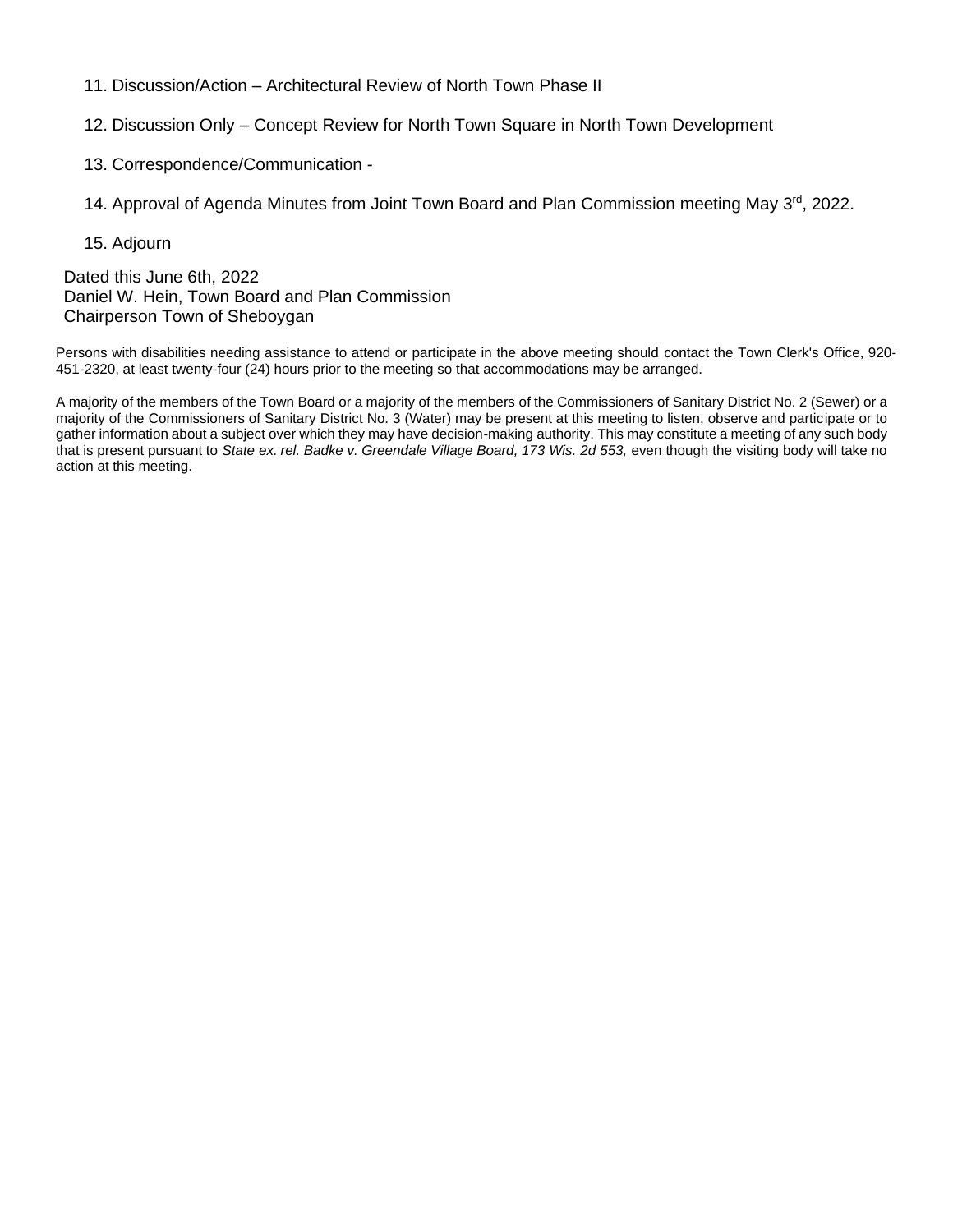11. Discussion/Action – Architectural Review of North Town Phase II

12. Discussion Only – Concept Review for North Town Square in North Town Development

13. Correspondence/Communication -

14. Approval of Agenda Minutes from Joint Town Board and Plan Commission meeting May 3rd, 2022.

15. Adjourn

Dated this June 6th, 2022
Daniel W. Hein, Town Board and Plan Commission
Chairperson Town of Sheboygan

Persons with disabilities needing assistance to attend or participate in the above meeting should contact the Town Clerk's Office, 920-451-2320, at least twenty-four (24) hours prior to the meeting so that accommodations may be arranged.

A majority of the members of the Town Board or a majority of the members of the Commissioners of Sanitary District No. 2 (Sewer) or a majority of the Commissioners of Sanitary District No. 3 (Water) may be present at this meeting to listen, observe and participate or to gather information about a subject over which they may have decision-making authority. This may constitute a meeting of any such body that is present pursuant to *State ex. rel. Badke v. Greendale Village Board, 173 Wis. 2d 553,* even though the visiting body will take no action at this meeting.